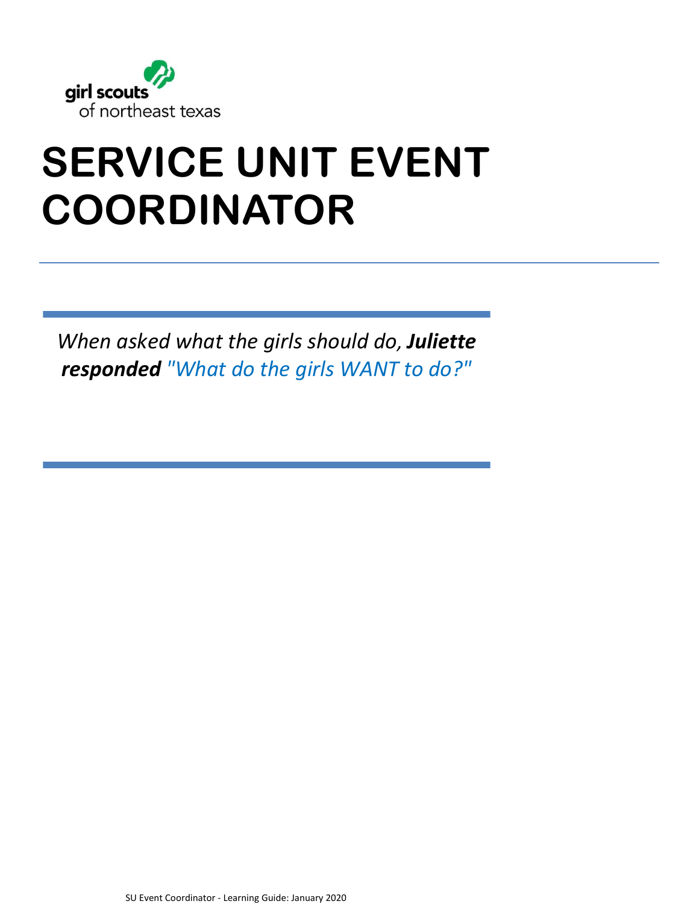girl scouts
of northeast texas

# SERVICE UNIT EVENT COORDINATOR

*When asked what the girls should do, **Juliette responded** "What do the girls WANT to do?"*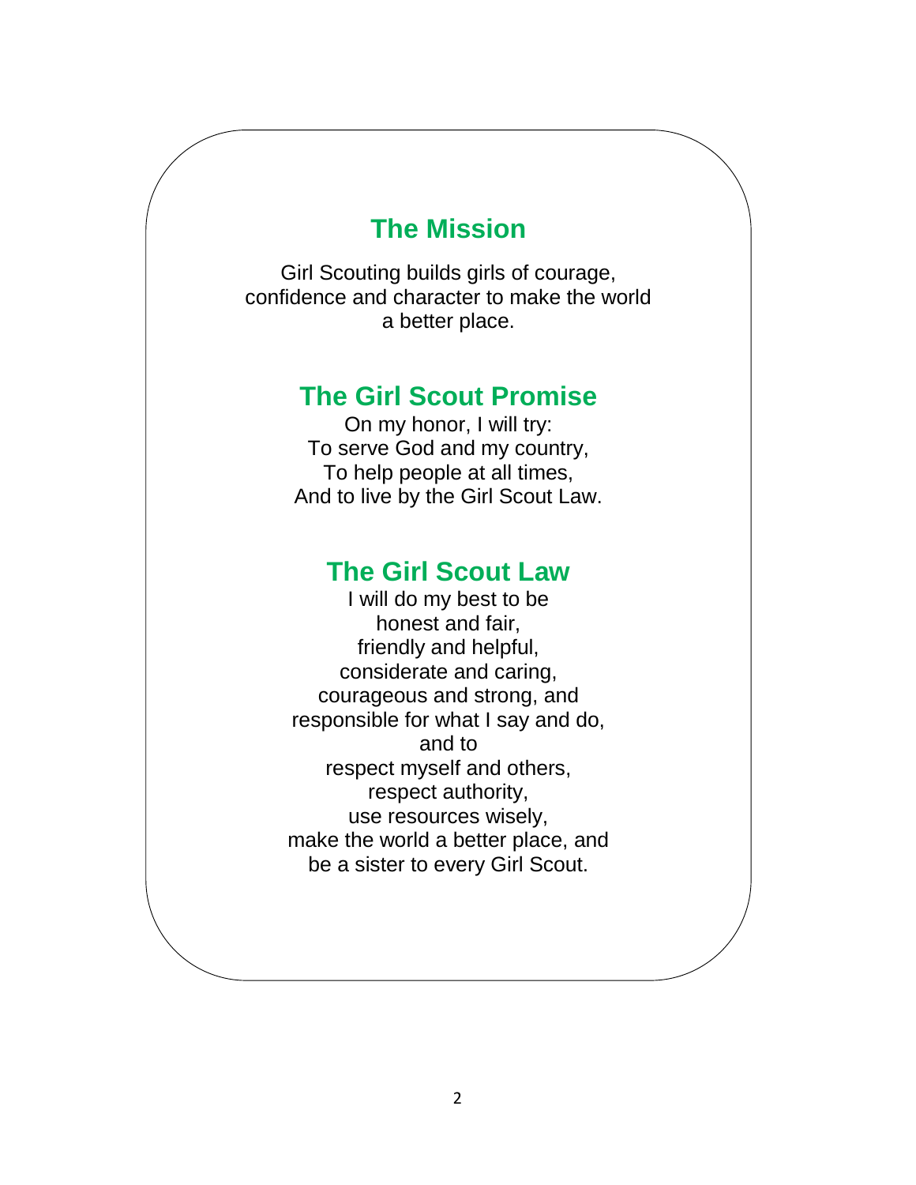## The Mission

Girl Scouting builds girls of courage, confidence and character to make the world a better place.

## The Girl Scout Promise

On my honor, I will try:
To serve God and my country,
To help people at all times,
And to live by the Girl Scout Law.

## The Girl Scout Law

I will do my best to be
honest and fair,
friendly and helpful,
considerate and caring,
courageous and strong, and
responsible for what I say and do,
and to
respect myself and others,
respect authority,
use resources wisely,
make the world a better place, and
be a sister to every Girl Scout.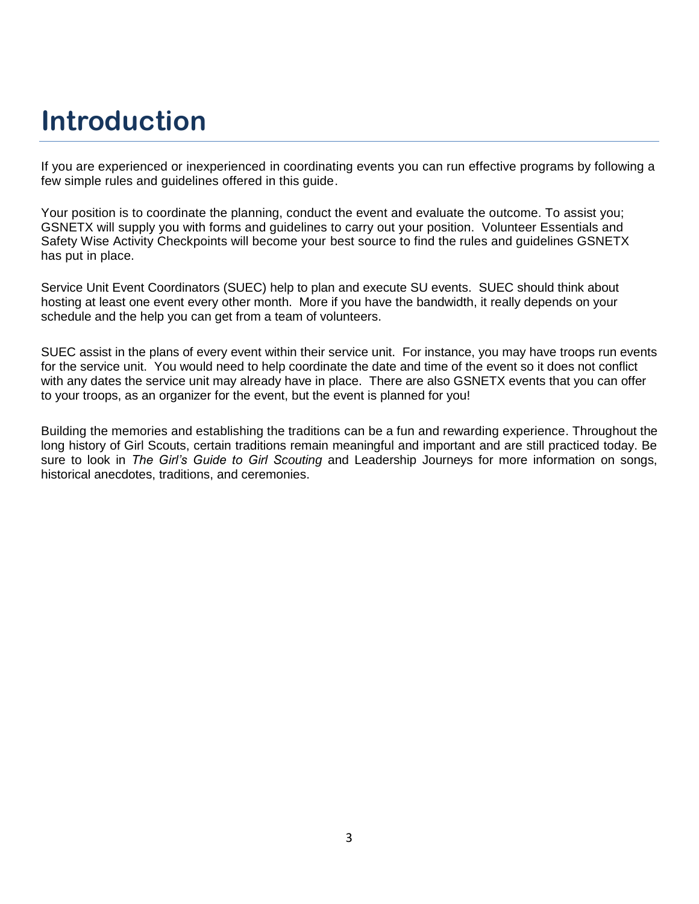# Introduction

If you are experienced or inexperienced in coordinating events you can run effective programs by following a few simple rules and guidelines offered in this guide.

Your position is to coordinate the planning, conduct the event and evaluate the outcome. To assist you; GSNETX will supply you with forms and guidelines to carry out your position. Volunteer Essentials and Safety Wise Activity Checkpoints will become your best source to find the rules and guidelines GSNETX has put in place.

Service Unit Event Coordinators (SUEC) help to plan and execute SU events. SUEC should think about hosting at least one event every other month. More if you have the bandwidth, it really depends on your schedule and the help you can get from a team of volunteers.

SUEC assist in the plans of every event within their service unit. For instance, you may have troops run events for the service unit. You would need to help coordinate the date and time of the event so it does not conflict with any dates the service unit may already have in place. There are also GSNETX events that you can offer to your troops, as an organizer for the event, but the event is planned for you!

Building the memories and establishing the traditions can be a fun and rewarding experience. Throughout the long history of Girl Scouts, certain traditions remain meaningful and important and are still practiced today. Be sure to look in *The Girl's Guide to Girl Scouting* and Leadership Journeys for more information on songs, historical anecdotes, traditions, and ceremonies.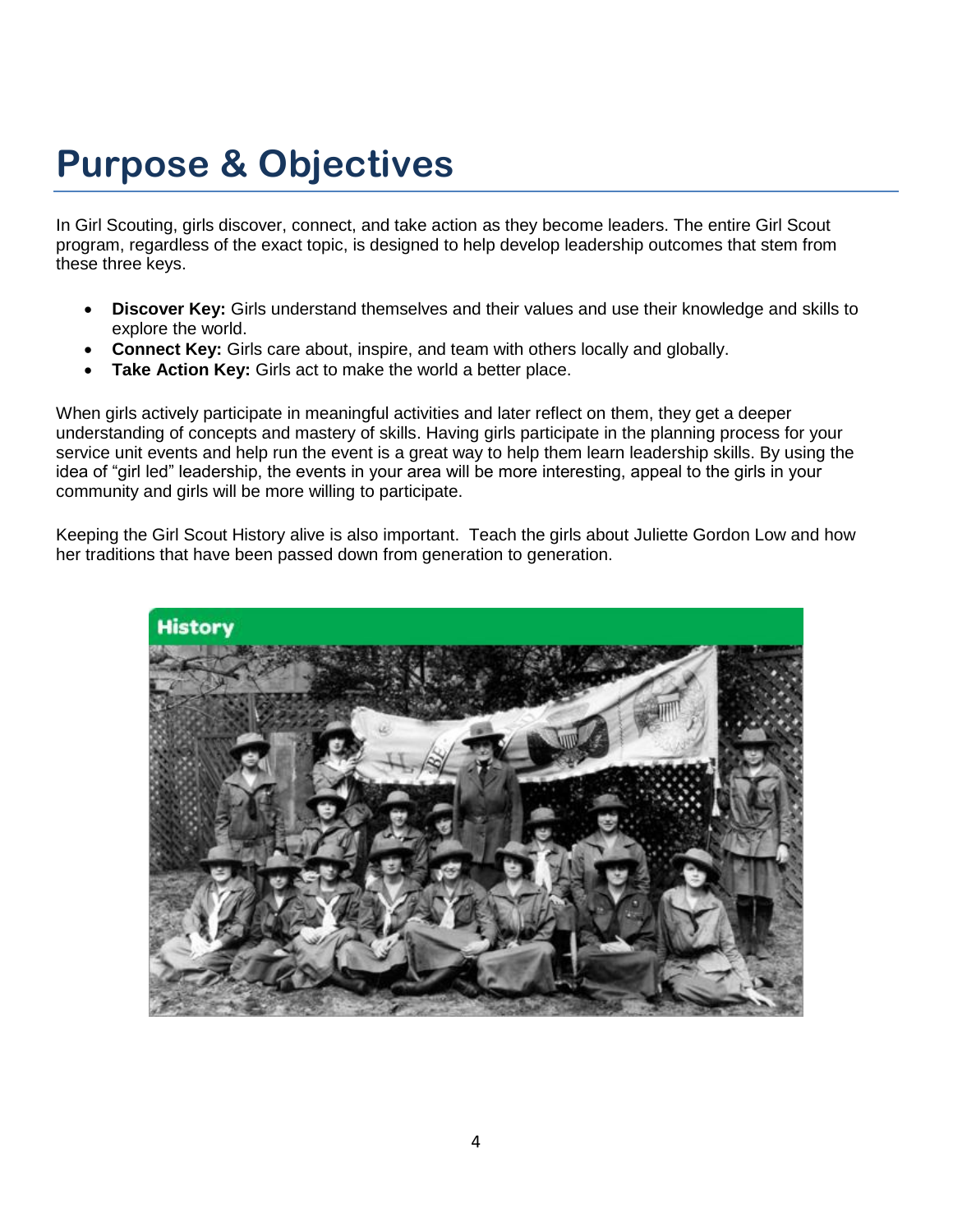# Purpose & Objectives

In Girl Scouting, girls discover, connect, and take action as they become leaders. The entire Girl Scout program, regardless of the exact topic, is designed to help develop leadership outcomes that stem from these three keys.

- **Discover Key:** Girls understand themselves and their values and use their knowledge and skills to explore the world.
- **Connect Key:** Girls care about, inspire, and team with others locally and globally.
- **Take Action Key:** Girls act to make the world a better place.

When girls actively participate in meaningful activities and later reflect on them, they get a deeper understanding of concepts and mastery of skills. Having girls participate in the planning process for your service unit events and help run the event is a great way to help them learn leadership skills. By using the idea of "girl led" leadership, the events in your area will be more interesting, appeal to the girls in your community and girls will be more willing to participate.

Keeping the Girl Scout History alive is also important. Teach the girls about Juliette Gordon Low and how her traditions that have been passed down from generation to generation.

History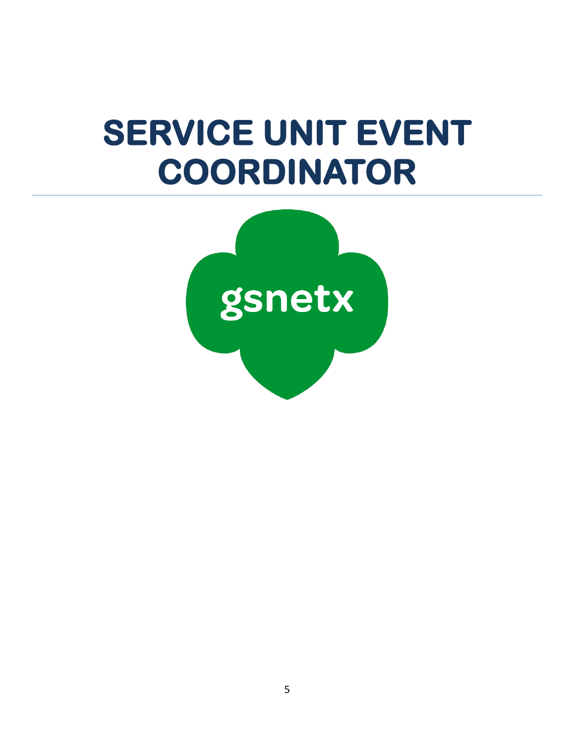# SERVICE UNIT EVENT COORDINATOR

---

gsnetx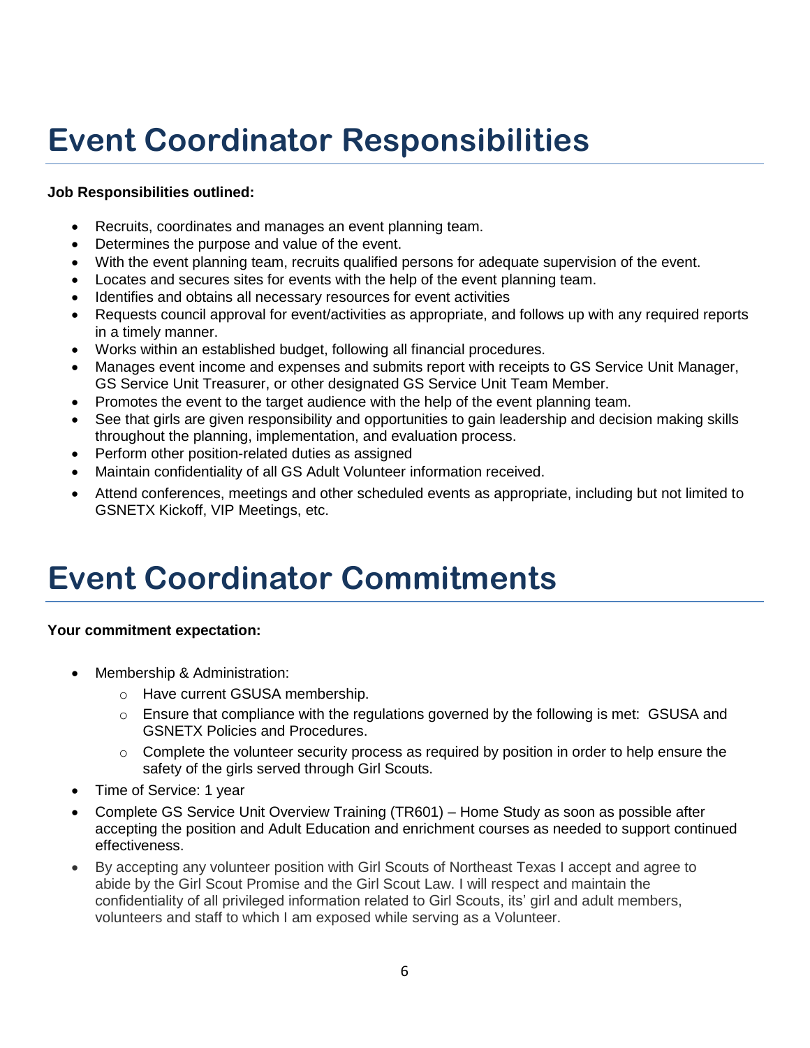# Event Coordinator Responsibilities

**Job Responsibilities outlined:**

- Recruits, coordinates and manages an event planning team.
- Determines the purpose and value of the event.
- With the event planning team, recruits qualified persons for adequate supervision of the event.
- Locates and secures sites for events with the help of the event planning team.
- Identifies and obtains all necessary resources for event activities
- Requests council approval for event/activities as appropriate, and follows up with any required reports in a timely manner.
- Works within an established budget, following all financial procedures.
- Manages event income and expenses and submits report with receipts to GS Service Unit Manager, GS Service Unit Treasurer, or other designated GS Service Unit Team Member.
- Promotes the event to the target audience with the help of the event planning team.
- See that girls are given responsibility and opportunities to gain leadership and decision making skills throughout the planning, implementation, and evaluation process.
- Perform other position-related duties as assigned
- Maintain confidentiality of all GS Adult Volunteer information received.
- Attend conferences, meetings and other scheduled events as appropriate, including but not limited to GSNETX Kickoff, VIP Meetings, etc.

# Event Coordinator Commitments

**Your commitment expectation:**

- Membership & Administration:
  - Have current GSUSA membership.
  - Ensure that compliance with the regulations governed by the following is met: GSUSA and GSNETX Policies and Procedures.
  - Complete the volunteer security process as required by position in order to help ensure the safety of the girls served through Girl Scouts.
- Time of Service: 1 year
- Complete GS Service Unit Overview Training (TR601) – Home Study as soon as possible after accepting the position and Adult Education and enrichment courses as needed to support continued effectiveness.
- By accepting any volunteer position with Girl Scouts of Northeast Texas I accept and agree to abide by the Girl Scout Promise and the Girl Scout Law. I will respect and maintain the confidentiality of all privileged information related to Girl Scouts, its' girl and adult members, volunteers and staff to which I am exposed while serving as a Volunteer.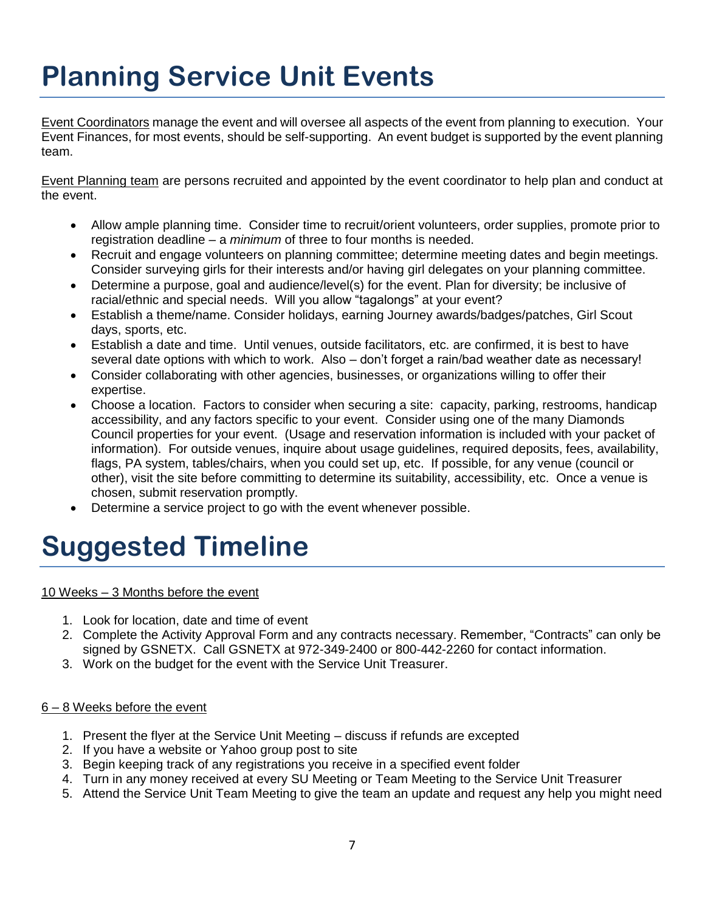# Planning Service Unit Events

Event Coordinators manage the event and will oversee all aspects of the event from planning to execution. Your Event Finances, for most events, should be self-supporting. An event budget is supported by the event planning team.

Event Planning team are persons recruited and appointed by the event coordinator to help plan and conduct at the event.

- Allow ample planning time. Consider time to recruit/orient volunteers, order supplies, promote prior to registration deadline – a *minimum* of three to four months is needed.
- Recruit and engage volunteers on planning committee; determine meeting dates and begin meetings. Consider surveying girls for their interests and/or having girl delegates on your planning committee.
- Determine a purpose, goal and audience/level(s) for the event. Plan for diversity; be inclusive of racial/ethnic and special needs. Will you allow "tagalongs" at your event?
- Establish a theme/name. Consider holidays, earning Journey awards/badges/patches, Girl Scout days, sports, etc.
- Establish a date and time. Until venues, outside facilitators, etc. are confirmed, it is best to have several date options with which to work. Also – don't forget a rain/bad weather date as necessary!
- Consider collaborating with other agencies, businesses, or organizations willing to offer their expertise.
- Choose a location. Factors to consider when securing a site: capacity, parking, restrooms, handicap accessibility, and any factors specific to your event. Consider using one of the many Diamonds Council properties for your event. (Usage and reservation information is included with your packet of information). For outside venues, inquire about usage guidelines, required deposits, fees, availability, flags, PA system, tables/chairs, when you could set up, etc. If possible, for any venue (council or other), visit the site before committing to determine its suitability, accessibility, etc. Once a venue is chosen, submit reservation promptly.
- Determine a service project to go with the event whenever possible.

# Suggested Timeline

10 Weeks – 3 Months before the event

1. Look for location, date and time of event
2. Complete the Activity Approval Form and any contracts necessary. Remember, "Contracts" can only be signed by GSNETX. Call GSNETX at 972-349-2400 or 800-442-2260 for contact information.
3. Work on the budget for the event with the Service Unit Treasurer.

6 – 8 Weeks before the event

1. Present the flyer at the Service Unit Meeting – discuss if refunds are excepted
2. If you have a website or Yahoo group post to site
3. Begin keeping track of any registrations you receive in a specified event folder
4. Turn in any money received at every SU Meeting or Team Meeting to the Service Unit Treasurer
5. Attend the Service Unit Team Meeting to give the team an update and request any help you might need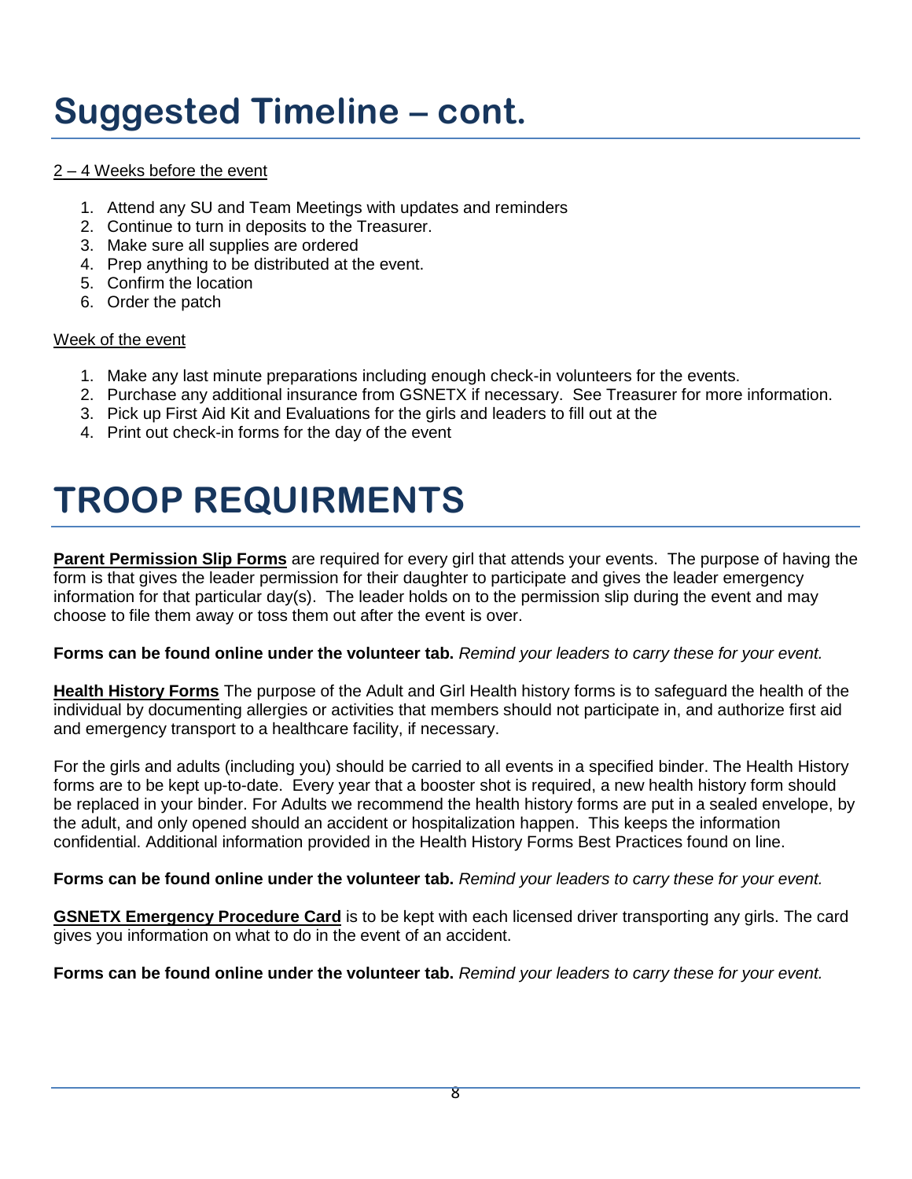# Suggested Timeline – cont.

2 – 4 Weeks before the event

1. Attend any SU and Team Meetings with updates and reminders
2. Continue to turn in deposits to the Treasurer.
3. Make sure all supplies are ordered
4. Prep anything to be distributed at the event.
5. Confirm the location
6. Order the patch

Week of the event

1. Make any last minute preparations including enough check-in volunteers for the events.
2. Purchase any additional insurance from GSNETX if necessary. See Treasurer for more information.
3. Pick up First Aid Kit and Evaluations for the girls and leaders to fill out at the
4. Print out check-in forms for the day of the event

# TROOP REQUIRMENTS

**Parent Permission Slip Forms** are required for every girl that attends your events. The purpose of having the form is that gives the leader permission for their daughter to participate and gives the leader emergency information for that particular day(s). The leader holds on to the permission slip during the event and may choose to file them away or toss them out after the event is over.

**Forms can be found online under the volunteer tab.** *Remind your leaders to carry these for your event.*

**Health History Forms** The purpose of the Adult and Girl Health history forms is to safeguard the health of the individual by documenting allergies or activities that members should not participate in, and authorize first aid and emergency transport to a healthcare facility, if necessary.

For the girls and adults (including you) should be carried to all events in a specified binder. The Health History forms are to be kept up-to-date. Every year that a booster shot is required, a new health history form should be replaced in your binder. For Adults we recommend the health history forms are put in a sealed envelope, by the adult, and only opened should an accident or hospitalization happen. This keeps the information confidential. Additional information provided in the Health History Forms Best Practices found on line.

**Forms can be found online under the volunteer tab.** *Remind your leaders to carry these for your event.*

**GSNETX Emergency Procedure Card** is to be kept with each licensed driver transporting any girls. The card gives you information on what to do in the event of an accident.

**Forms can be found online under the volunteer tab.** *Remind your leaders to carry these for your event.*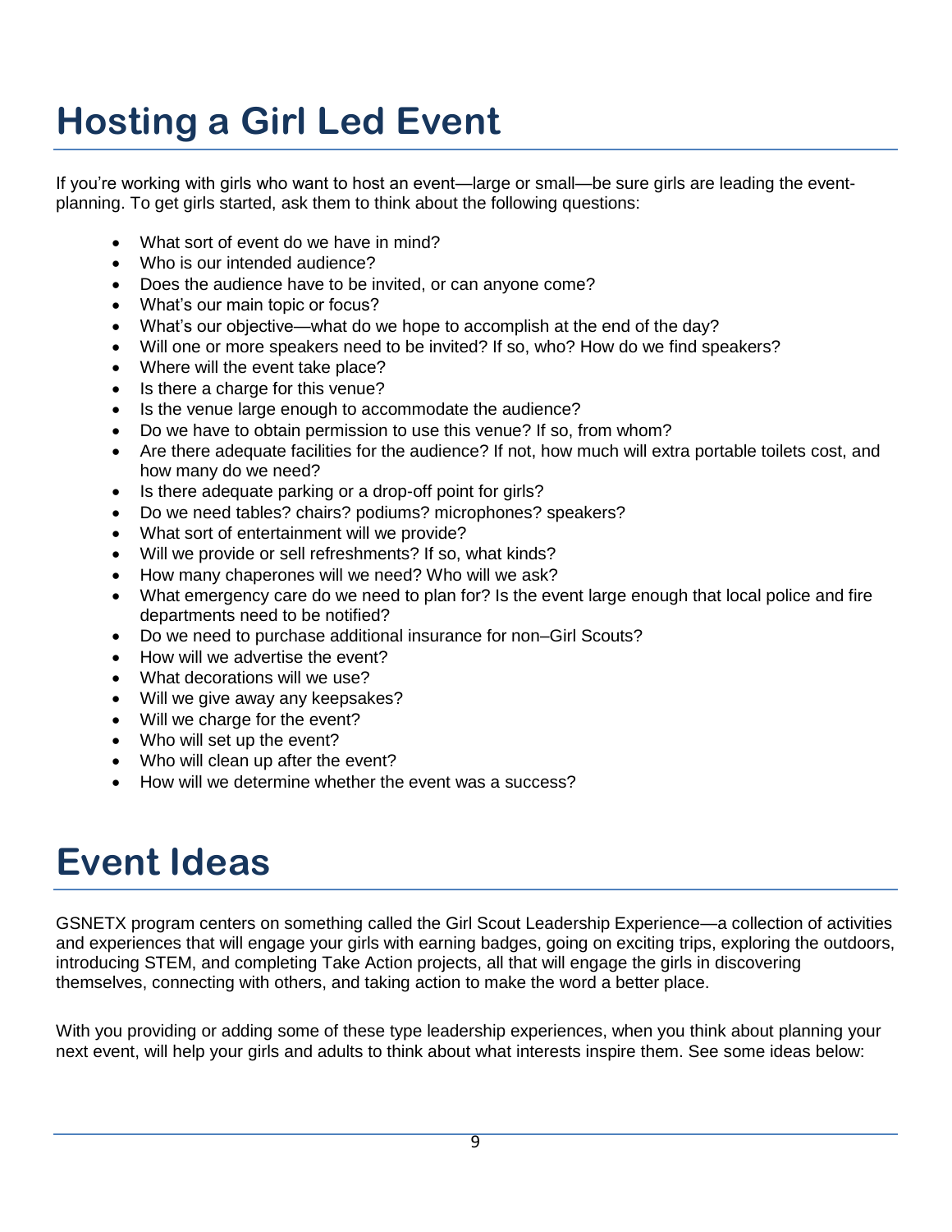# Hosting a Girl Led Event

If you're working with girls who want to host an event—large or small—be sure girls are leading the event-planning. To get girls started, ask them to think about the following questions:

- What sort of event do we have in mind?
- Who is our intended audience?
- Does the audience have to be invited, or can anyone come?
- What's our main topic or focus?
- What's our objective—what do we hope to accomplish at the end of the day?
- Will one or more speakers need to be invited? If so, who? How do we find speakers?
- Where will the event take place?
- Is there a charge for this venue?
- Is the venue large enough to accommodate the audience?
- Do we have to obtain permission to use this venue? If so, from whom?
- Are there adequate facilities for the audience? If not, how much will extra portable toilets cost, and how many do we need?
- Is there adequate parking or a drop-off point for girls?
- Do we need tables? chairs? podiums? microphones? speakers?
- What sort of entertainment will we provide?
- Will we provide or sell refreshments? If so, what kinds?
- How many chaperones will we need? Who will we ask?
- What emergency care do we need to plan for? Is the event large enough that local police and fire departments need to be notified?
- Do we need to purchase additional insurance for non–Girl Scouts?
- How will we advertise the event?
- What decorations will we use?
- Will we give away any keepsakes?
- Will we charge for the event?
- Who will set up the event?
- Who will clean up after the event?
- How will we determine whether the event was a success?

# Event Ideas

GSNETX program centers on something called the Girl Scout Leadership Experience—a collection of activities and experiences that will engage your girls with earning badges, going on exciting trips, exploring the outdoors, introducing STEM, and completing Take Action projects, all that will engage the girls in discovering themselves, connecting with others, and taking action to make the word a better place.

With you providing or adding some of these type leadership experiences, when you think about planning your next event, will help your girls and adults to think about what interests inspire them. See some ideas below: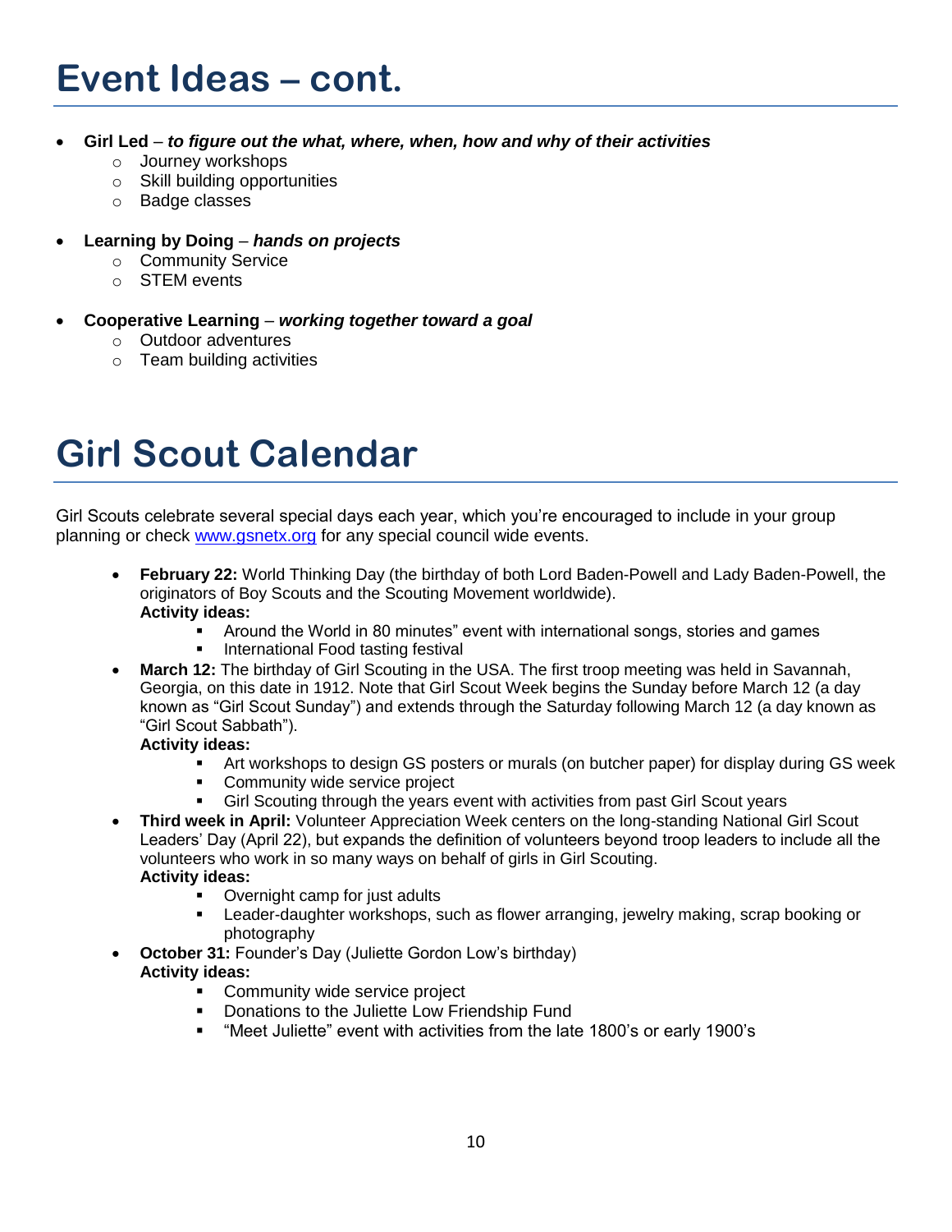# Event Ideas – cont.

- **Girl Led** – ***to figure out the what, where, when, how and why of their activities***
  - Journey workshops
  - Skill building opportunities
  - Badge classes

- **Learning by Doing** – ***hands on projects***
  - Community Service
  - STEM events

- **Cooperative Learning** – ***working together toward a goal***
  - Outdoor adventures
  - Team building activities

# Girl Scout Calendar

Girl Scouts celebrate several special days each year, which you're encouraged to include in your group planning or check [www.gsnetx.org](http://www.gsnetx.org) for any special council wide events.

- **February 22:** World Thinking Day (the birthday of both Lord Baden-Powell and Lady Baden-Powell, the originators of Boy Scouts and the Scouting Movement worldwide).
  **Activity ideas:**
  - Around the World in 80 minutes" event with international songs, stories and games
  - International Food tasting festival
- **March 12:** The birthday of Girl Scouting in the USA. The first troop meeting was held in Savannah, Georgia, on this date in 1912. Note that Girl Scout Week begins the Sunday before March 12 (a day known as "Girl Scout Sunday") and extends through the Saturday following March 12 (a day known as "Girl Scout Sabbath").
  **Activity ideas:**
  - Art workshops to design GS posters or murals (on butcher paper) for display during GS week
  - Community wide service project
  - Girl Scouting through the years event with activities from past Girl Scout years
- **Third week in April:** Volunteer Appreciation Week centers on the long-standing National Girl Scout Leaders' Day (April 22), but expands the definition of volunteers beyond troop leaders to include all the volunteers who work in so many ways on behalf of girls in Girl Scouting.
  **Activity ideas:**
  - Overnight camp for just adults
  - Leader-daughter workshops, such as flower arranging, jewelry making, scrap booking or photography
- **October 31:** Founder's Day (Juliette Gordon Low's birthday)
  **Activity ideas:**
  - Community wide service project
  - Donations to the Juliette Low Friendship Fund
  - "Meet Juliette" event with activities from the late 1800's or early 1900's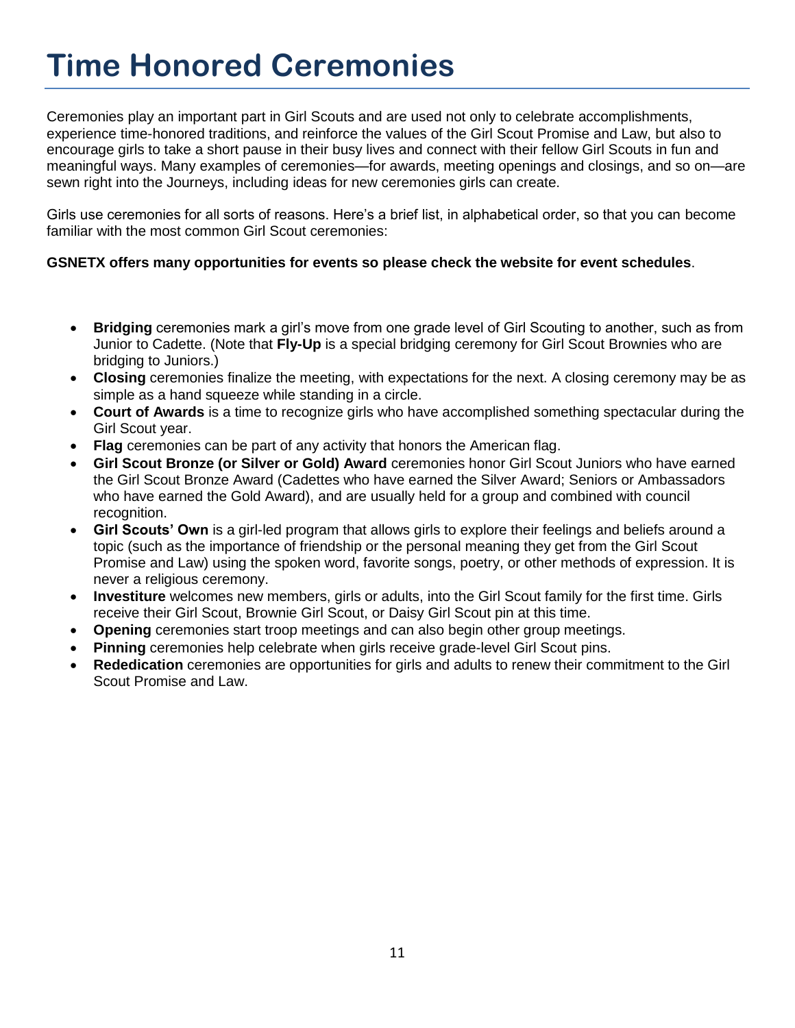# Time Honored Ceremonies

Ceremonies play an important part in Girl Scouts and are used not only to celebrate accomplishments, experience time-honored traditions, and reinforce the values of the Girl Scout Promise and Law, but also to encourage girls to take a short pause in their busy lives and connect with their fellow Girl Scouts in fun and meaningful ways. Many examples of ceremonies—for awards, meeting openings and closings, and so on—are sewn right into the Journeys, including ideas for new ceremonies girls can create.

Girls use ceremonies for all sorts of reasons. Here's a brief list, in alphabetical order, so that you can become familiar with the most common Girl Scout ceremonies:

**GSNETX offers many opportunities for events so please check the website for event schedules**.

- **Bridging** ceremonies mark a girl's move from one grade level of Girl Scouting to another, such as from Junior to Cadette. (Note that **Fly-Up** is a special bridging ceremony for Girl Scout Brownies who are bridging to Juniors.)
- **Closing** ceremonies finalize the meeting, with expectations for the next. A closing ceremony may be as simple as a hand squeeze while standing in a circle.
- **Court of Awards** is a time to recognize girls who have accomplished something spectacular during the Girl Scout year.
- **Flag** ceremonies can be part of any activity that honors the American flag.
- **Girl Scout Bronze (or Silver or Gold) Award** ceremonies honor Girl Scout Juniors who have earned the Girl Scout Bronze Award (Cadettes who have earned the Silver Award; Seniors or Ambassadors who have earned the Gold Award), and are usually held for a group and combined with council recognition.
- **Girl Scouts' Own** is a girl-led program that allows girls to explore their feelings and beliefs around a topic (such as the importance of friendship or the personal meaning they get from the Girl Scout Promise and Law) using the spoken word, favorite songs, poetry, or other methods of expression. It is never a religious ceremony.
- **Investiture** welcomes new members, girls or adults, into the Girl Scout family for the first time. Girls receive their Girl Scout, Brownie Girl Scout, or Daisy Girl Scout pin at this time.
- **Opening** ceremonies start troop meetings and can also begin other group meetings.
- **Pinning** ceremonies help celebrate when girls receive grade-level Girl Scout pins.
- **Rededication** ceremonies are opportunities for girls and adults to renew their commitment to the Girl Scout Promise and Law.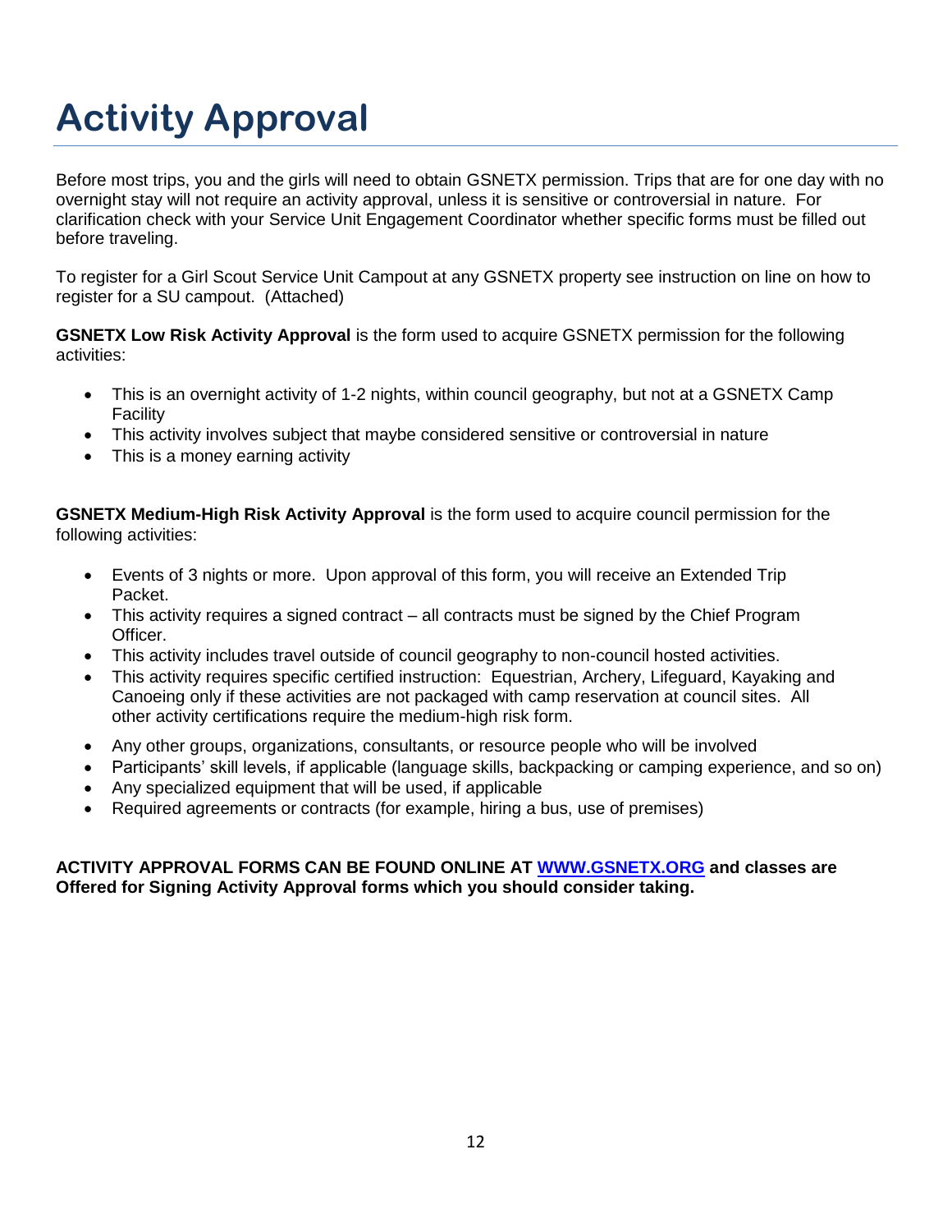# Activity Approval

Before most trips, you and the girls will need to obtain GSNETX permission. Trips that are for one day with no overnight stay will not require an activity approval, unless it is sensitive or controversial in nature. For clarification check with your Service Unit Engagement Coordinator whether specific forms must be filled out before traveling.

To register for a Girl Scout Service Unit Campout at any GSNETX property see instruction on line on how to register for a SU campout. (Attached)

**GSNETX Low Risk Activity Approval** is the form used to acquire GSNETX permission for the following activities:

- This is an overnight activity of 1-2 nights, within council geography, but not at a GSNETX Camp Facility
- This activity involves subject that maybe considered sensitive or controversial in nature
- This is a money earning activity

**GSNETX Medium-High Risk Activity Approval** is the form used to acquire council permission for the following activities:

- Events of 3 nights or more. Upon approval of this form, you will receive an Extended Trip Packet.
- This activity requires a signed contract – all contracts must be signed by the Chief Program Officer.
- This activity includes travel outside of council geography to non-council hosted activities.
- This activity requires specific certified instruction: Equestrian, Archery, Lifeguard, Kayaking and Canoeing only if these activities are not packaged with camp reservation at council sites. All other activity certifications require the medium-high risk form.
- Any other groups, organizations, consultants, or resource people who will be involved
- Participants' skill levels, if applicable (language skills, backpacking or camping experience, and so on)
- Any specialized equipment that will be used, if applicable
- Required agreements or contracts (for example, hiring a bus, use of premises)

**ACTIVITY APPROVAL FORMS CAN BE FOUND ONLINE AT [WWW.GSNETX.ORG](http://WWW.GSNETX.ORG) and classes are Offered for Signing Activity Approval forms which you should consider taking.**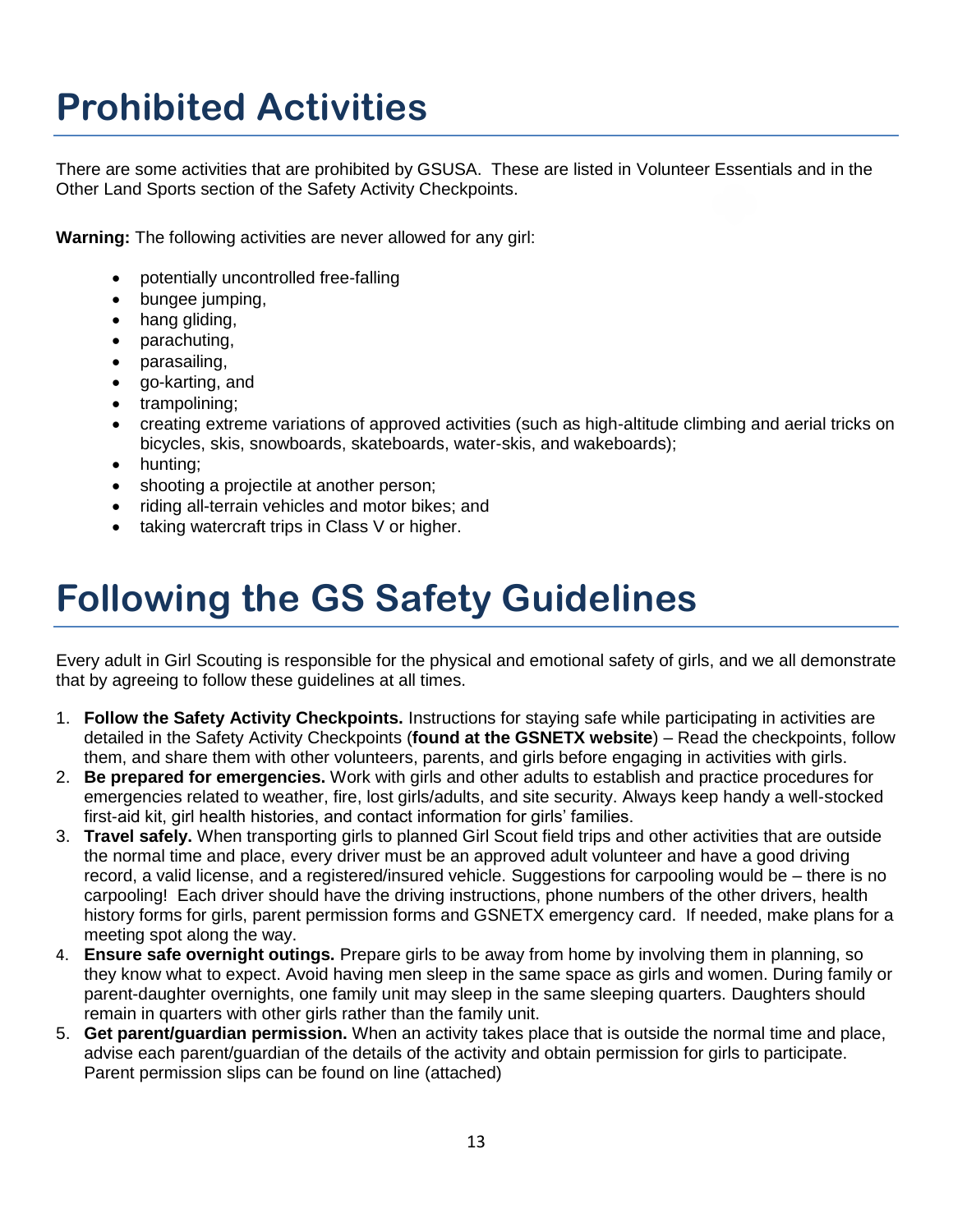# Prohibited Activities

There are some activities that are prohibited by GSUSA. These are listed in Volunteer Essentials and in the Other Land Sports section of the Safety Activity Checkpoints.

**Warning:** The following activities are never allowed for any girl:

- potentially uncontrolled free-falling
- bungee jumping,
- hang gliding,
- parachuting,
- parasailing,
- go-karting, and
- trampolining;
- creating extreme variations of approved activities (such as high-altitude climbing and aerial tricks on bicycles, skis, snowboards, skateboards, water-skis, and wakeboards);
- hunting;
- shooting a projectile at another person;
- riding all-terrain vehicles and motor bikes; and
- taking watercraft trips in Class V or higher.

# Following the GS Safety Guidelines

Every adult in Girl Scouting is responsible for the physical and emotional safety of girls, and we all demonstrate that by agreeing to follow these guidelines at all times.

1. **Follow the Safety Activity Checkpoints.** Instructions for staying safe while participating in activities are detailed in the Safety Activity Checkpoints (**found at the GSNETX website**) – Read the checkpoints, follow them, and share them with other volunteers, parents, and girls before engaging in activities with girls.
2. **Be prepared for emergencies.** Work with girls and other adults to establish and practice procedures for emergencies related to weather, fire, lost girls/adults, and site security. Always keep handy a well-stocked first-aid kit, girl health histories, and contact information for girls' families.
3. **Travel safely.** When transporting girls to planned Girl Scout field trips and other activities that are outside the normal time and place, every driver must be an approved adult volunteer and have a good driving record, a valid license, and a registered/insured vehicle. Suggestions for carpooling would be – there is no carpooling! Each driver should have the driving instructions, phone numbers of the other drivers, health history forms for girls, parent permission forms and GSNETX emergency card. If needed, make plans for a meeting spot along the way.
4. **Ensure safe overnight outings.** Prepare girls to be away from home by involving them in planning, so they know what to expect. Avoid having men sleep in the same space as girls and women. During family or parent-daughter overnights, one family unit may sleep in the same sleeping quarters. Daughters should remain in quarters with other girls rather than the family unit.
5. **Get parent/guardian permission.** When an activity takes place that is outside the normal time and place, advise each parent/guardian of the details of the activity and obtain permission for girls to participate. Parent permission slips can be found on line (attached)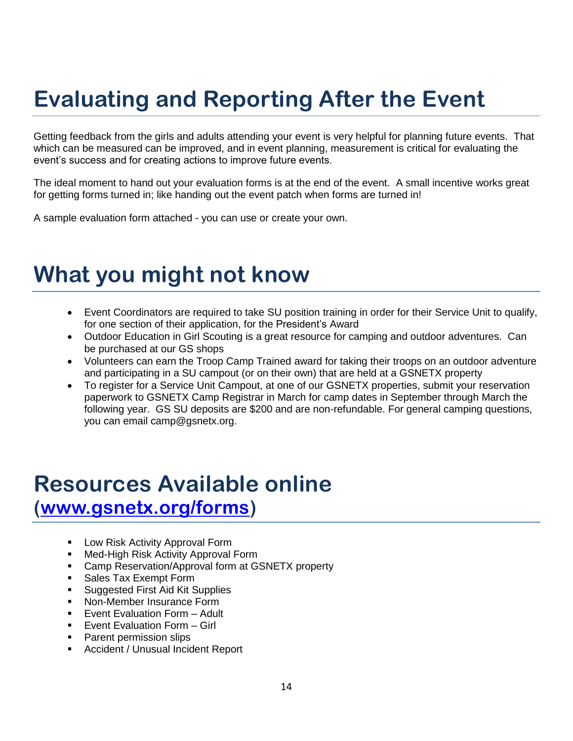# Evaluating and Reporting After the Event

Getting feedback from the girls and adults attending your event is very helpful for planning future events. That which can be measured can be improved, and in event planning, measurement is critical for evaluating the event's success and for creating actions to improve future events.

The ideal moment to hand out your evaluation forms is at the end of the event. A small incentive works great for getting forms turned in; like handing out the event patch when forms are turned in!

A sample evaluation form attached - you can use or create your own.

# What you might not know

- Event Coordinators are required to take SU position training in order for their Service Unit to qualify, for one section of their application, for the President's Award
- Outdoor Education in Girl Scouting is a great resource for camping and outdoor adventures. Can be purchased at our GS shops
- Volunteers can earn the Troop Camp Trained award for taking their troops on an outdoor adventure and participating in a SU campout (or on their own) that are held at a GSNETX property
- To register for a Service Unit Campout, at one of our GSNETX properties, submit your reservation paperwork to GSNETX Camp Registrar in March for camp dates in September through March the following year. GS SU deposits are $200 and are non-refundable. For general camping questions, you can email camp@gsnetx.org.

# Resources Available online ([www.gsnetx.org/forms](www.gsnetx.org/forms))

- Low Risk Activity Approval Form
- Med-High Risk Activity Approval Form
- Camp Reservation/Approval form at GSNETX property
- Sales Tax Exempt Form
- Suggested First Aid Kit Supplies
- Non-Member Insurance Form
- Event Evaluation Form – Adult
- Event Evaluation Form – Girl
- Parent permission slips
- Accident / Unusual Incident Report